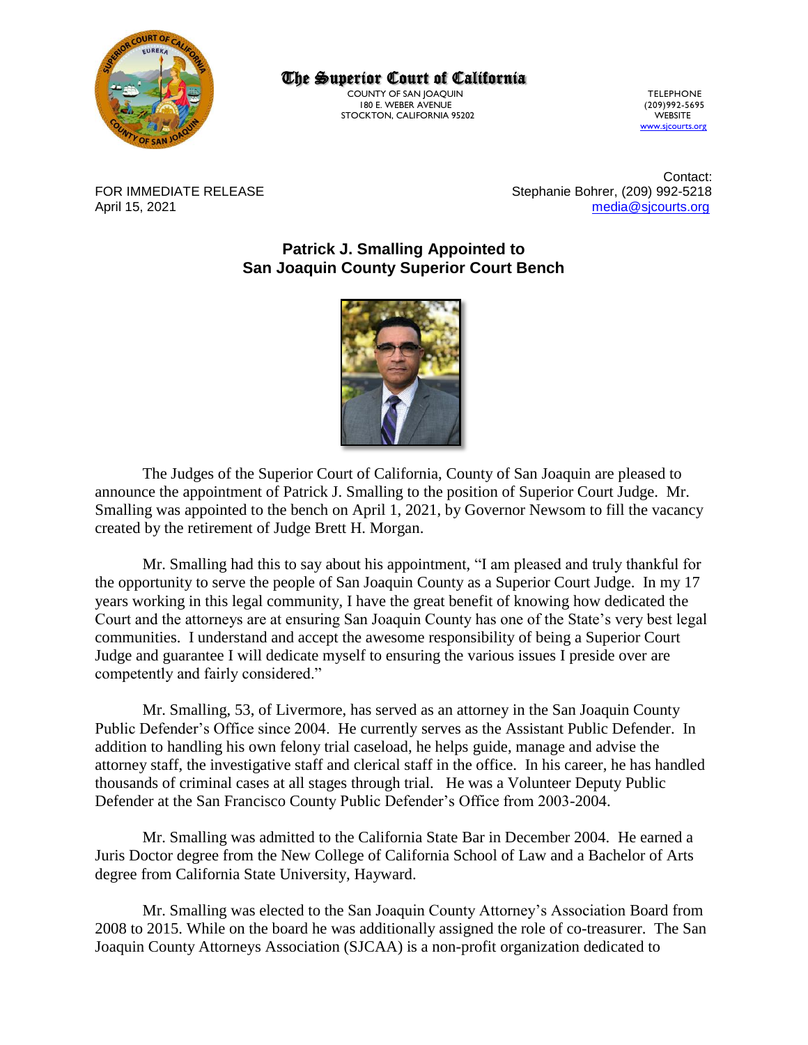**The Superior Court of California**

COUNTY OF SAN JOAQUIN
180 E. WEBER AVENUE
STOCKTON, CALIFORNIA 95202

TELEPHONE
(209)992-5695
WEBSITE
www.sjcourts.org

FOR IMMEDIATE RELEASE
April 15, 2021

Contact:
Stephanie Bohrer, (209) 992-5218
media@sjcourts.org

# Patrick J. Smalling Appointed to San Joaquin County Superior Court Bench

The Judges of the Superior Court of California, County of San Joaquin are pleased to announce the appointment of Patrick J. Smalling to the position of Superior Court Judge. Mr. Smalling was appointed to the bench on April 1, 2021, by Governor Newsom to fill the vacancy created by the retirement of Judge Brett H. Morgan.

Mr. Smalling had this to say about his appointment, "I am pleased and truly thankful for the opportunity to serve the people of San Joaquin County as a Superior Court Judge. In my 17 years working in this legal community, I have the great benefit of knowing how dedicated the Court and the attorneys are at ensuring San Joaquin County has one of the State's very best legal communities. I understand and accept the awesome responsibility of being a Superior Court Judge and guarantee I will dedicate myself to ensuring the various issues I preside over are competently and fairly considered."

Mr. Smalling, 53, of Livermore, has served as an attorney in the San Joaquin County Public Defender's Office since 2004. He currently serves as the Assistant Public Defender. In addition to handling his own felony trial caseload, he helps guide, manage and advise the attorney staff, the investigative staff and clerical staff in the office. In his career, he has handled thousands of criminal cases at all stages through trial. He was a Volunteer Deputy Public Defender at the San Francisco County Public Defender's Office from 2003-2004.

Mr. Smalling was admitted to the California State Bar in December 2004. He earned a Juris Doctor degree from the New College of California School of Law and a Bachelor of Arts degree from California State University, Hayward.

Mr. Smalling was elected to the San Joaquin County Attorney's Association Board from 2008 to 2015. While on the board he was additionally assigned the role of co-treasurer. The San Joaquin County Attorneys Association (SJCAA) is a non-profit organization dedicated to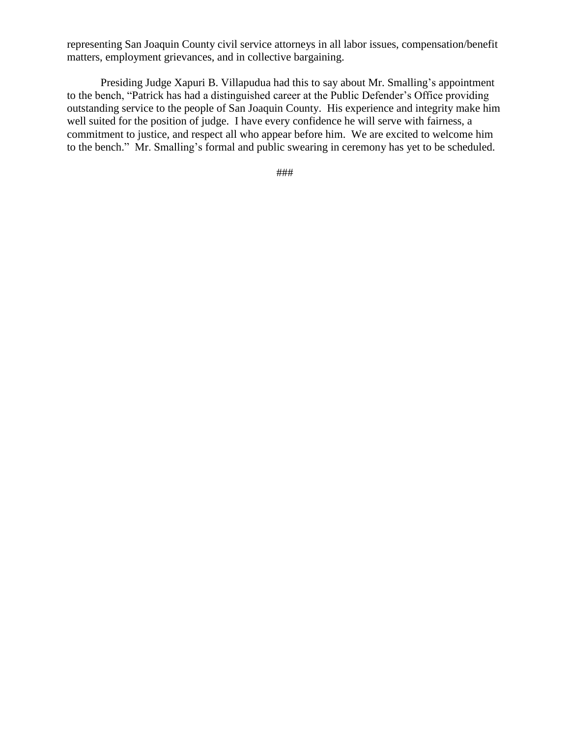representing San Joaquin County civil service attorneys in all labor issues, compensation/benefit matters, employment grievances, and in collective bargaining.

Presiding Judge Xapuri B. Villapudua had this to say about Mr. Smalling's appointment to the bench, "Patrick has had a distinguished career at the Public Defender's Office providing outstanding service to the people of San Joaquin County. His experience and integrity make him well suited for the position of judge. I have every confidence he will serve with fairness, a commitment to justice, and respect all who appear before him. We are excited to welcome him to the bench." Mr. Smalling's formal and public swearing in ceremony has yet to be scheduled.

###